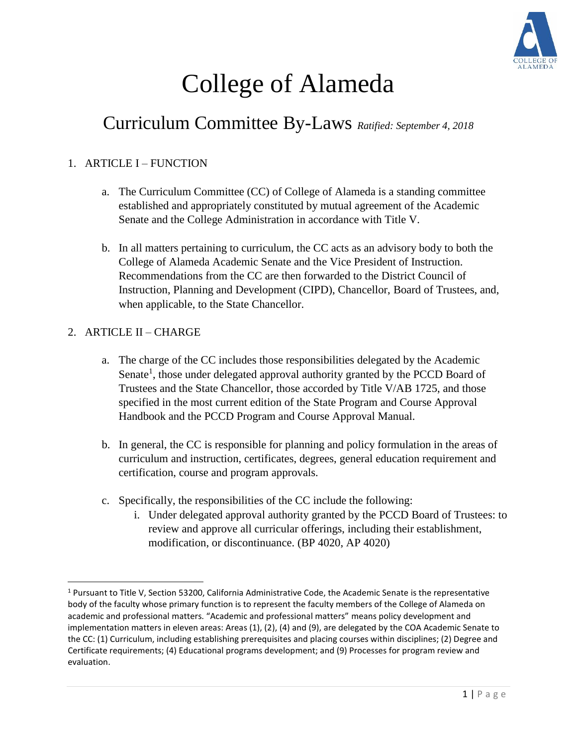# College of Alameda

## Curriculum Committee By-Laws *Ratified: September 4, 2018*

1. ARTICLE I – FUNCTION

    a. The Curriculum Committee (CC) of College of Alameda is a standing committee established and appropriately constituted by mutual agreement of the Academic Senate and the College Administration in accordance with Title V.

    b. In all matters pertaining to curriculum, the CC acts as an advisory body to both the College of Alameda Academic Senate and the Vice President of Instruction. Recommendations from the CC are then forwarded to the District Council of Instruction, Planning and Development (CIPD), Chancellor, Board of Trustees, and, when applicable, to the State Chancellor.

2. ARTICLE II – CHARGE

    a. The charge of the CC includes those responsibilities delegated by the Academic Senate[1], those under delegated approval authority granted by the PCCD Board of Trustees and the State Chancellor, those accorded by Title V/AB 1725, and those specified in the most current edition of the State Program and Course Approval Handbook and the PCCD Program and Course Approval Manual.

    b. In general, the CC is responsible for planning and policy formulation in the areas of curriculum and instruction, certificates, degrees, general education requirement and certification, course and program approvals.

    c. Specifically, the responsibilities of the CC include the following:

        i. Under delegated approval authority granted by the PCCD Board of Trustees: to review and approve all curricular offerings, including their establishment, modification, or discontinuance. (BP 4020, AP 4020)

---

[1] Pursuant to Title V, Section 53200, California Administrative Code, the Academic Senate is the representative body of the faculty whose primary function is to represent the faculty members of the College of Alameda on academic and professional matters. "Academic and professional matters" means policy development and implementation matters in eleven areas: Areas (1), (2), (4) and (9), are delegated by the COA Academic Senate to the CC: (1) Curriculum, including establishing prerequisites and placing courses within disciplines; (2) Degree and Certificate requirements; (4) Educational programs development; and (9) Processes for program review and evaluation.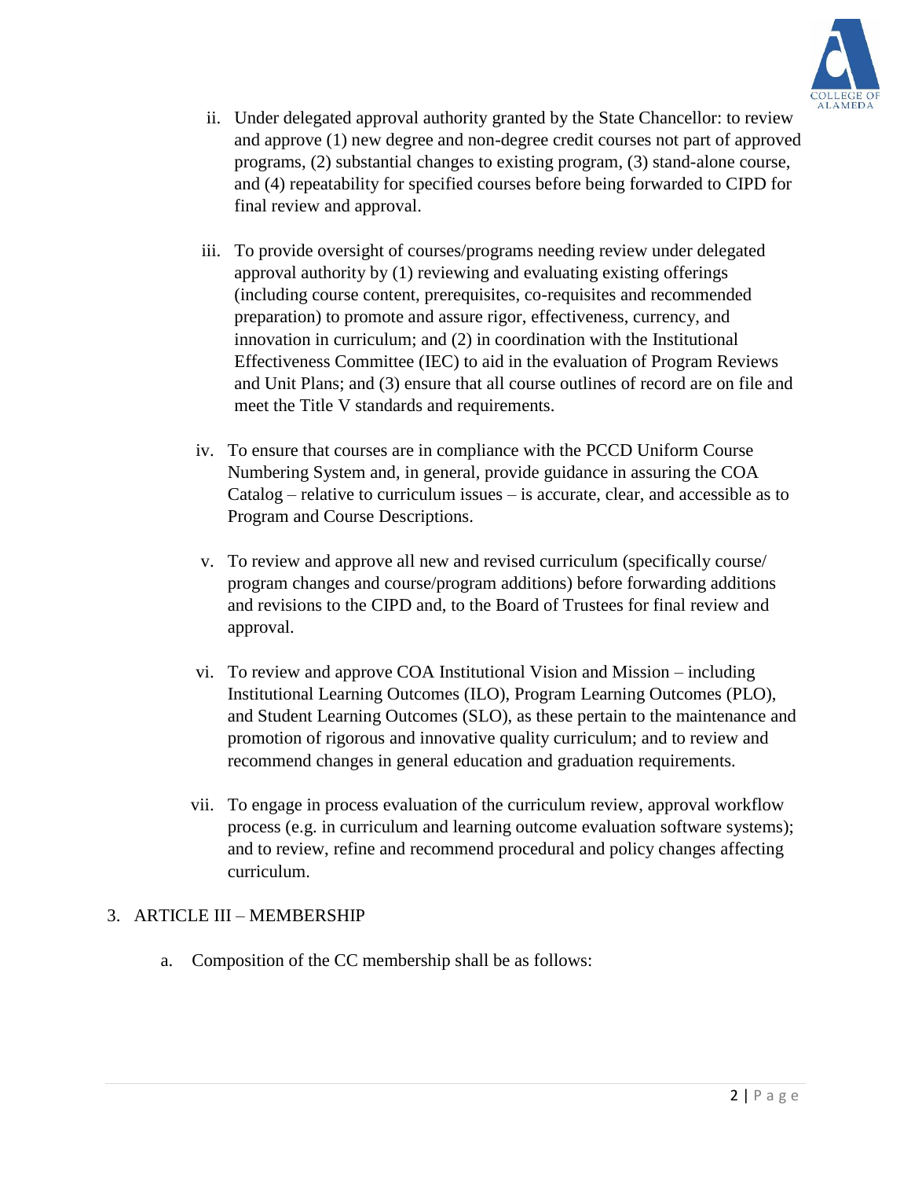ii. Under delegated approval authority granted by the State Chancellor: to review and approve (1) new degree and non-degree credit courses not part of approved programs, (2) substantial changes to existing program, (3) stand-alone course, and (4) repeatability for specified courses before being forwarded to CIPD for final review and approval.

iii. To provide oversight of courses/programs needing review under delegated approval authority by (1) reviewing and evaluating existing offerings (including course content, prerequisites, co-requisites and recommended preparation) to promote and assure rigor, effectiveness, currency, and innovation in curriculum; and (2) in coordination with the Institutional Effectiveness Committee (IEC) to aid in the evaluation of Program Reviews and Unit Plans; and (3) ensure that all course outlines of record are on file and meet the Title V standards and requirements.

iv. To ensure that courses are in compliance with the PCCD Uniform Course Numbering System and, in general, provide guidance in assuring the COA Catalog – relative to curriculum issues – is accurate, clear, and accessible as to Program and Course Descriptions.

v. To review and approve all new and revised curriculum (specifically course/ program changes and course/program additions) before forwarding additions and revisions to the CIPD and, to the Board of Trustees for final review and approval.

vi. To review and approve COA Institutional Vision and Mission – including Institutional Learning Outcomes (ILO), Program Learning Outcomes (PLO), and Student Learning Outcomes (SLO), as these pertain to the maintenance and promotion of rigorous and innovative quality curriculum; and to review and recommend changes in general education and graduation requirements.

vii. To engage in process evaluation of the curriculum review, approval workflow process (e.g. in curriculum and learning outcome evaluation software systems); and to review, refine and recommend procedural and policy changes affecting curriculum.

3. ARTICLE III – MEMBERSHIP

   a. Composition of the CC membership shall be as follows: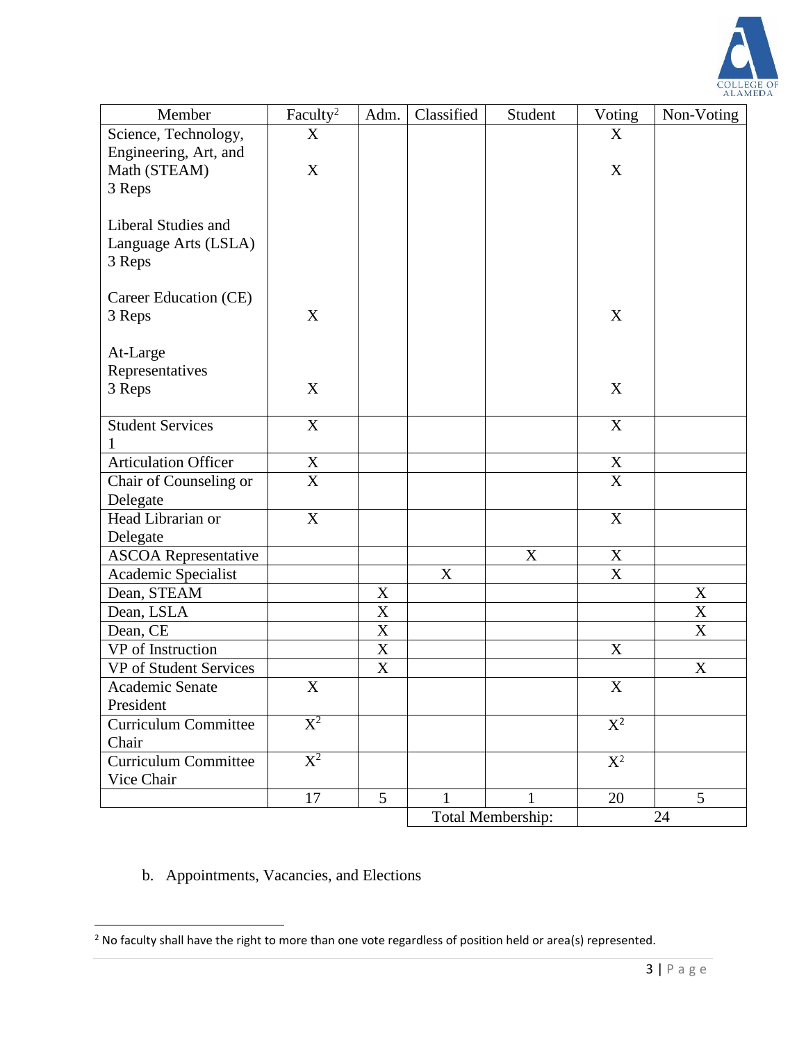| Member | Faculty[2] | Adm. | Classified | Student | Voting | Non-Voting |
|---|---|---|---|---|---|---|
| Science, Technology, Engineering, Art, and Math (STEAM) 3 Reps | X<br>X | | | | X<br>X | |
| Liberal Studies and Language Arts (LSLA) 3 Reps | | | | | | |
| Career Education (CE) 3 Reps | X | | | | X | |
| At-Large Representatives 3 Reps | X | | | | X | |
| Student Services 1 | X | | | | X | |
| Articulation Officer | X | | | | X | |
| Chair of Counseling or Delegate | X | | | | X | |
| Head Librarian or Delegate | X | | | | X | |
| ASCOA Representative | | | | X | X | |
| Academic Specialist | | | X | | X | |
| Dean, STEAM | | X | | | | X |
| Dean, LSLA | | X | | | | X |
| Dean, CE | | X | | | | X |
| VP of Instruction | | X | | | X | |
| VP of Student Services | | X | | | | X |
| Academic Senate President | X | | | | X | |
| Curriculum Committee Chair | X[2] | | | | X[2] | |
| Curriculum Committee Vice Chair | X[2] | | | | X[2] | |
| | 17 | 5 | 1 | 1 | 20 | 5 |
| | | | Total Membership: | | 24 | |

b. Appointments, Vacancies, and Elections

[2] No faculty shall have the right to more than one vote regardless of position held or area(s) represented.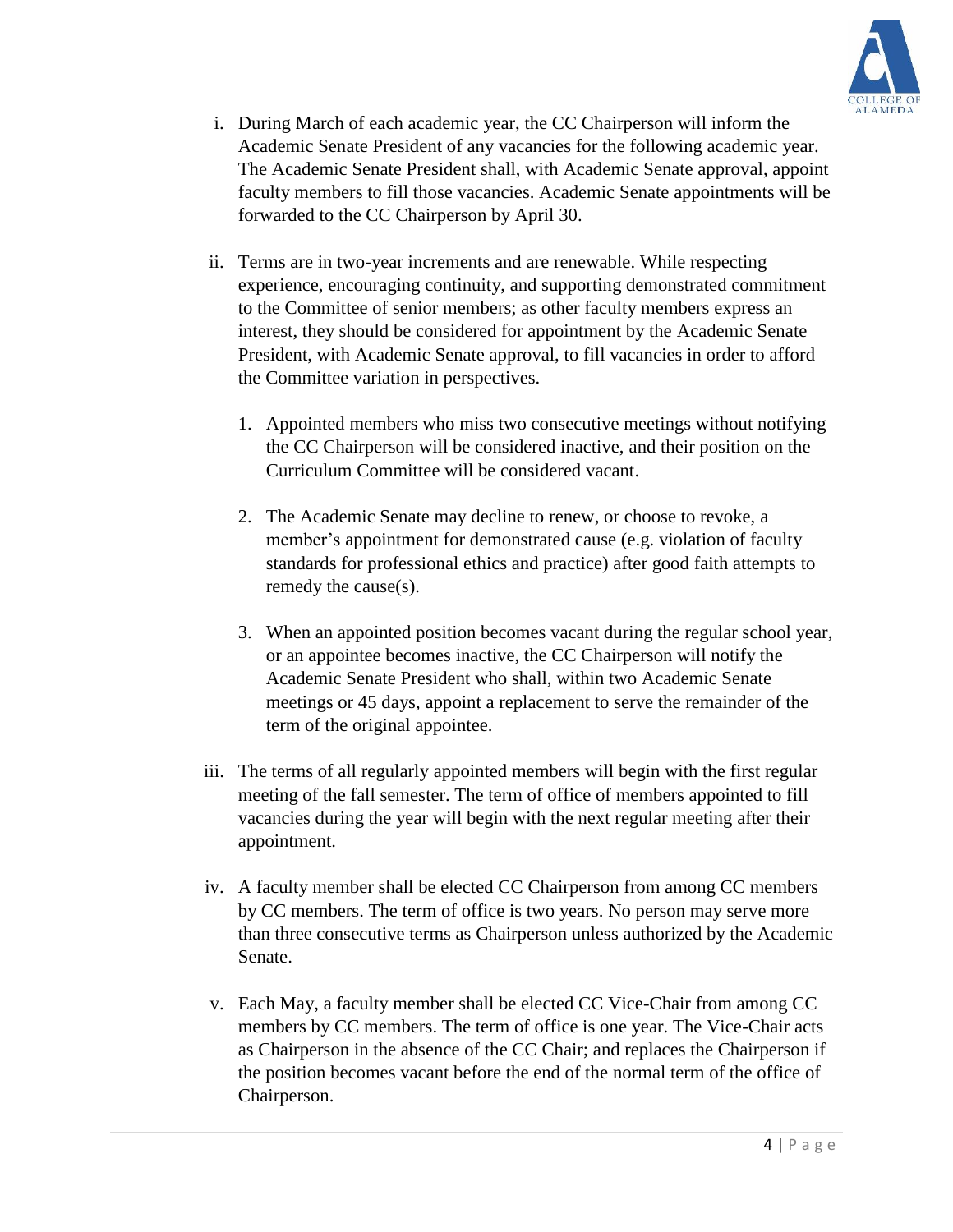i. During March of each academic year, the CC Chairperson will inform the Academic Senate President of any vacancies for the following academic year. The Academic Senate President shall, with Academic Senate approval, appoint faculty members to fill those vacancies. Academic Senate appointments will be forwarded to the CC Chairperson by April 30.

ii. Terms are in two-year increments and are renewable. While respecting experience, encouraging continuity, and supporting demonstrated commitment to the Committee of senior members; as other faculty members express an interest, they should be considered for appointment by the Academic Senate President, with Academic Senate approval, to fill vacancies in order to afford the Committee variation in perspectives.

   1. Appointed members who miss two consecutive meetings without notifying the CC Chairperson will be considered inactive, and their position on the Curriculum Committee will be considered vacant.

   2. The Academic Senate may decline to renew, or choose to revoke, a member's appointment for demonstrated cause (e.g. violation of faculty standards for professional ethics and practice) after good faith attempts to remedy the cause(s).

   3. When an appointed position becomes vacant during the regular school year, or an appointee becomes inactive, the CC Chairperson will notify the Academic Senate President who shall, within two Academic Senate meetings or 45 days, appoint a replacement to serve the remainder of the term of the original appointee.

iii. The terms of all regularly appointed members will begin with the first regular meeting of the fall semester. The term of office of members appointed to fill vacancies during the year will begin with the next regular meeting after their appointment.

iv. A faculty member shall be elected CC Chairperson from among CC members by CC members. The term of office is two years. No person may serve more than three consecutive terms as Chairperson unless authorized by the Academic Senate.

v. Each May, a faculty member shall be elected CC Vice-Chair from among CC members by CC members. The term of office is one year. The Vice-Chair acts as Chairperson in the absence of the CC Chair; and replaces the Chairperson if the position becomes vacant before the end of the normal term of the office of Chairperson.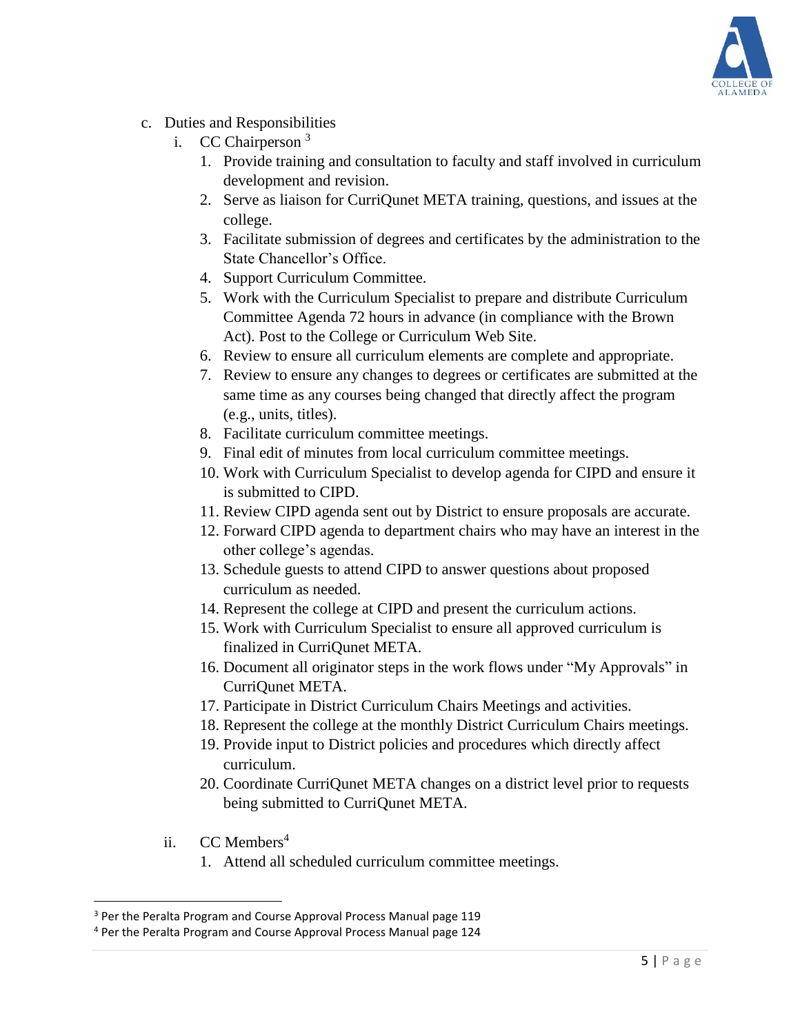c. Duties and Responsibilities

  i. CC Chairperson [3]

    1. Provide training and consultation to faculty and staff involved in curriculum development and revision.
    2. Serve as liaison for CurriQunet META training, questions, and issues at the college.
    3. Facilitate submission of degrees and certificates by the administration to the State Chancellor's Office.
    4. Support Curriculum Committee.
    5. Work with the Curriculum Specialist to prepare and distribute Curriculum Committee Agenda 72 hours in advance (in compliance with the Brown Act). Post to the College or Curriculum Web Site.
    6. Review to ensure all curriculum elements are complete and appropriate.
    7. Review to ensure any changes to degrees or certificates are submitted at the same time as any courses being changed that directly affect the program (e.g., units, titles).
    8. Facilitate curriculum committee meetings.
    9. Final edit of minutes from local curriculum committee meetings.
    10. Work with Curriculum Specialist to develop agenda for CIPD and ensure it is submitted to CIPD.
    11. Review CIPD agenda sent out by District to ensure proposals are accurate.
    12. Forward CIPD agenda to department chairs who may have an interest in the other college's agendas.
    13. Schedule guests to attend CIPD to answer questions about proposed curriculum as needed.
    14. Represent the college at CIPD and present the curriculum actions.
    15. Work with Curriculum Specialist to ensure all approved curriculum is finalized in CurriQunet META.
    16. Document all originator steps in the work flows under "My Approvals" in CurriQunet META.
    17. Participate in District Curriculum Chairs Meetings and activities.
    18. Represent the college at the monthly District Curriculum Chairs meetings.
    19. Provide input to District policies and procedures which directly affect curriculum.
    20. Coordinate CurriQunet META changes on a district level prior to requests being submitted to CurriQunet META.

  ii. CC Members [4]

    1. Attend all scheduled curriculum committee meetings.

---

[3] Per the Peralta Program and Course Approval Process Manual page 119

[4] Per the Peralta Program and Course Approval Process Manual page 124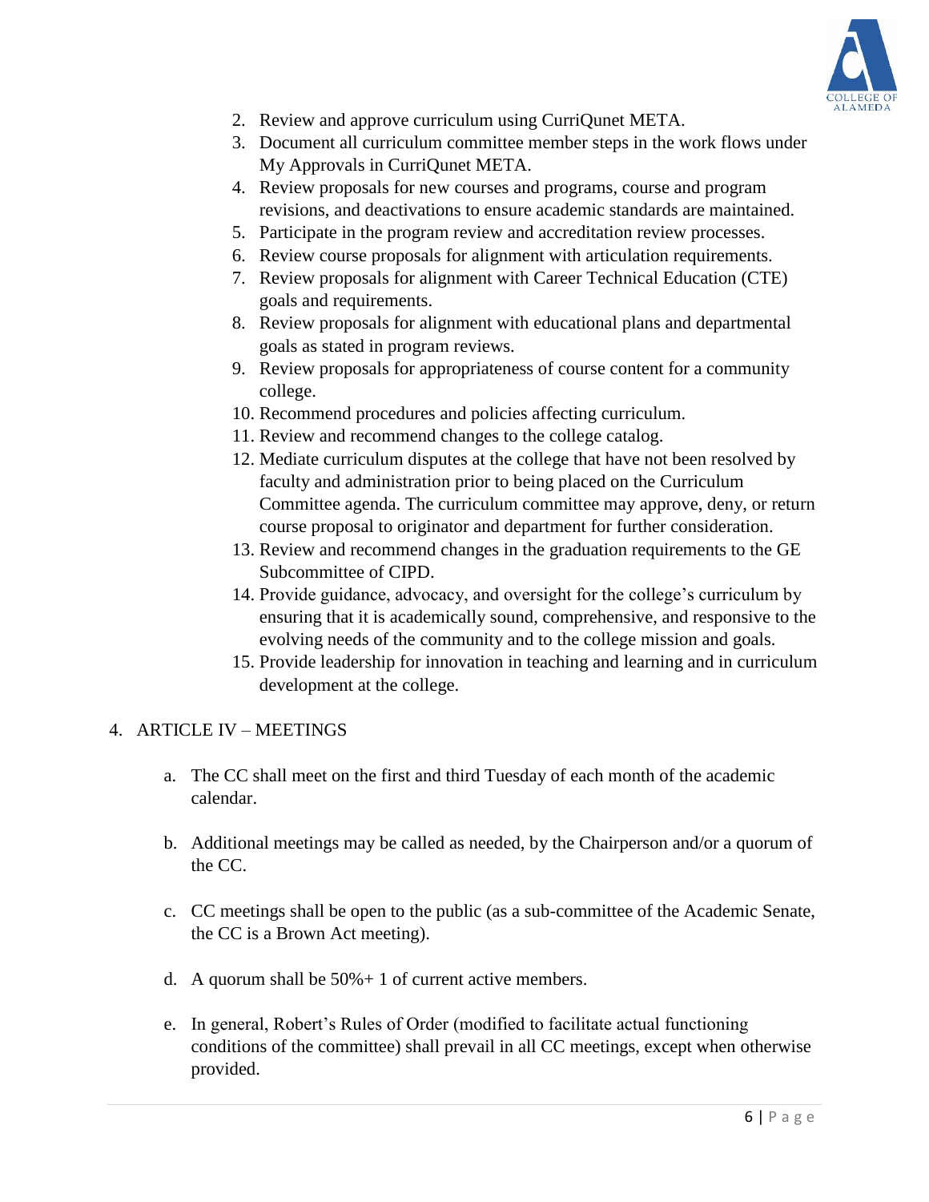2. Review and approve curriculum using CurriQunet META.
3. Document all curriculum committee member steps in the work flows under My Approvals in CurriQunet META.
4. Review proposals for new courses and programs, course and program revisions, and deactivations to ensure academic standards are maintained.
5. Participate in the program review and accreditation review processes.
6. Review course proposals for alignment with articulation requirements.
7. Review proposals for alignment with Career Technical Education (CTE) goals and requirements.
8. Review proposals for alignment with educational plans and departmental goals as stated in program reviews.
9. Review proposals for appropriateness of course content for a community college.
10. Recommend procedures and policies affecting curriculum.
11. Review and recommend changes to the college catalog.
12. Mediate curriculum disputes at the college that have not been resolved by faculty and administration prior to being placed on the Curriculum Committee agenda. The curriculum committee may approve, deny, or return course proposal to originator and department for further consideration.
13. Review and recommend changes in the graduation requirements to the GE Subcommittee of CIPD.
14. Provide guidance, advocacy, and oversight for the college's curriculum by ensuring that it is academically sound, comprehensive, and responsive to the evolving needs of the community and to the college mission and goals.
15. Provide leadership for innovation in teaching and learning and in curriculum development at the college.

4. ARTICLE IV – MEETINGS

   a. The CC shall meet on the first and third Tuesday of each month of the academic calendar.

   b. Additional meetings may be called as needed, by the Chairperson and/or a quorum of the CC.

   c. CC meetings shall be open to the public (as a sub-committee of the Academic Senate, the CC is a Brown Act meeting).

   d. A quorum shall be 50%+ 1 of current active members.

   e. In general, Robert's Rules of Order (modified to facilitate actual functioning conditions of the committee) shall prevail in all CC meetings, except when otherwise provided.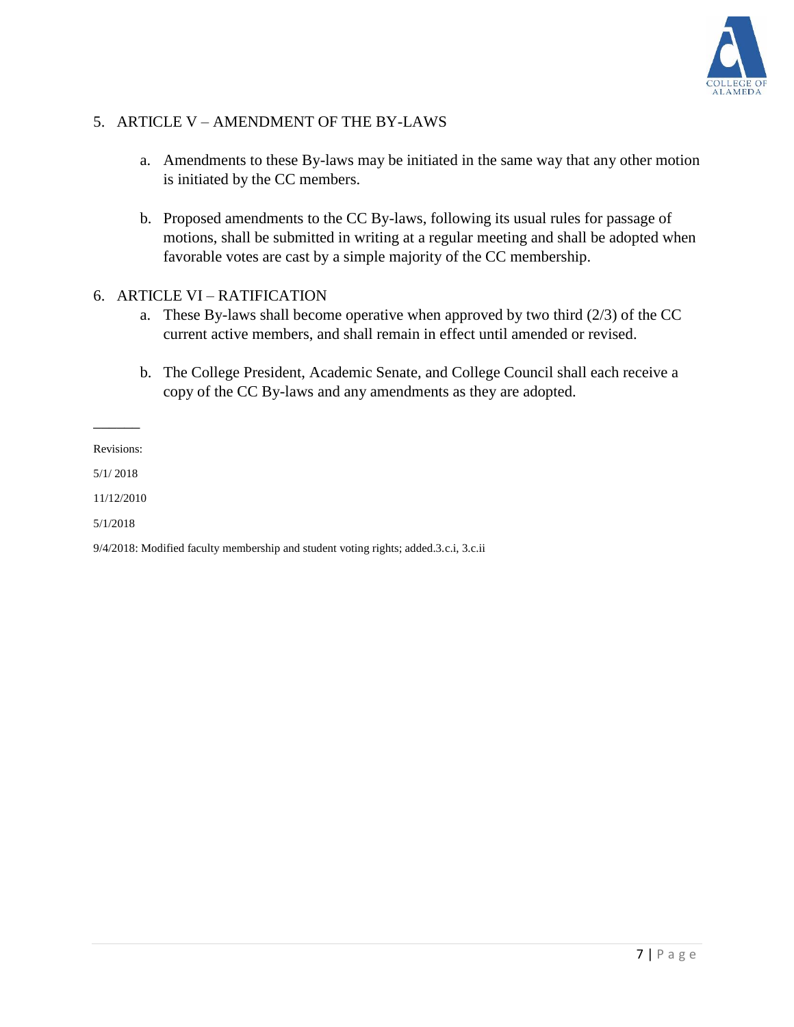5. ARTICLE V – AMENDMENT OF THE BY-LAWS

    a. Amendments to these By-laws may be initiated in the same way that any other motion is initiated by the CC members.

    b. Proposed amendments to the CC By-laws, following its usual rules for passage of motions, shall be submitted in writing at a regular meeting and shall be adopted when favorable votes are cast by a simple majority of the CC membership.

6. ARTICLE VI – RATIFICATION

    a. These By-laws shall become operative when approved by two third (2/3) of the CC current active members, and shall remain in effect until amended or revised.

    b. The College President, Academic Senate, and College Council shall each receive a copy of the CC By-laws and any amendments as they are adopted.

---

Revisions:

5/1/ 2018

11/12/2010

5/1/2018

9/4/2018: Modified faculty membership and student voting rights; added.3.c.i, 3.c.ii